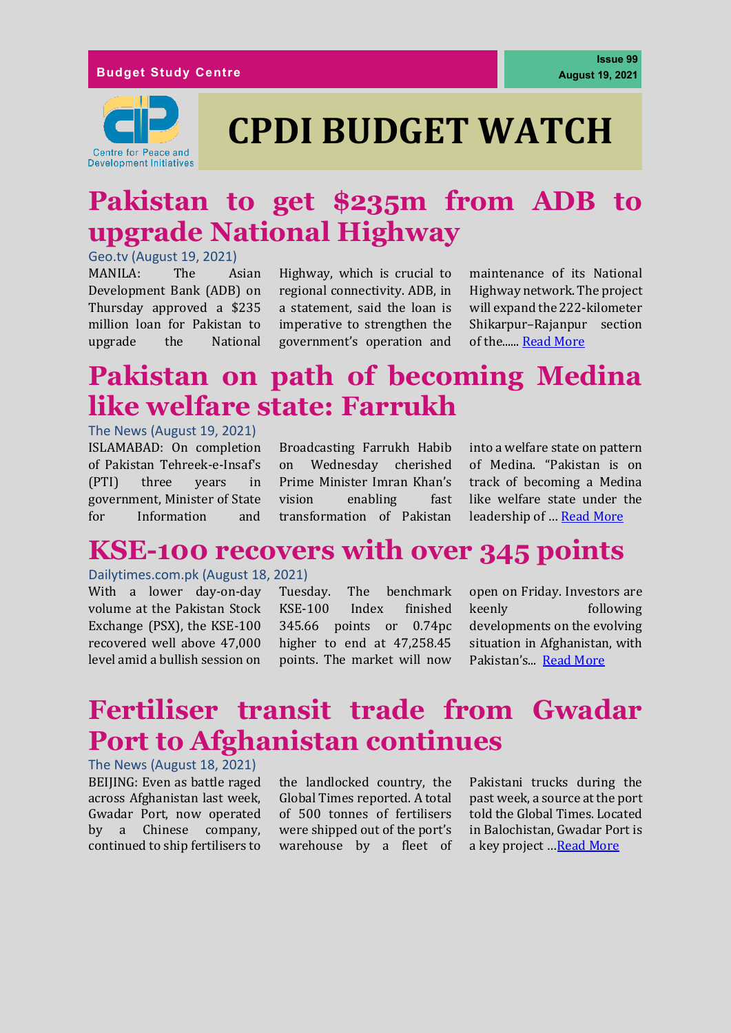Budget Study Centre

Issue 99
August 19, 2021

Centre for Peace and Development Initiatives

# CPDI BUDGET WATCH

## Pakistan to get $235m from ADB to upgrade National Highway

Geo.tv (August 19, 2021)

MANILA: The Asian Development Bank (ADB) on Thursday approved a $235 million loan for Pakistan to upgrade the National Highway, which is crucial to regional connectivity. ADB, in a statement, said the loan is imperative to strengthen the government's operation and maintenance of its National Highway network. The project will expand the 222-kilometer Shikarpur–Rajanpur section of the...... Read More

## Pakistan on path of becoming Medina like welfare state: Farrukh

The News (August 19, 2021)

ISLAMABAD: On completion of Pakistan Tehreek-e-Insaf's (PTI) three years in government, Minister of State for Information and Broadcasting Farrukh Habib on Wednesday cherished Prime Minister Imran Khan's vision enabling fast transformation of Pakistan into a welfare state on pattern of Medina. "Pakistan is on track of becoming a Medina like welfare state under the leadership of … Read More

## KSE-100 recovers with over 345 points

Dailytimes.com.pk (August 18, 2021)

With a lower day-on-day volume at the Pakistan Stock Exchange (PSX), the KSE-100 recovered well above 47,000 level amid a bullish session on Tuesday. The benchmark KSE-100 Index finished 345.66 points or 0.74pc higher to end at 47,258.45 points. The market will now open on Friday. Investors are keenly following developments on the evolving situation in Afghanistan, with Pakistan's... Read More

## Fertiliser transit trade from Gwadar Port to Afghanistan continues

The News (August 18, 2021)

BEIJING: Even as battle raged across Afghanistan last week, Gwadar Port, now operated by a Chinese company, continued to ship fertilisers to the landlocked country, the Global Times reported. A total of 500 tonnes of fertilisers were shipped out of the port's warehouse by a fleet of Pakistani trucks during the past week, a source at the port told the Global Times. Located in Balochistan, Gwadar Port is a key project …Read More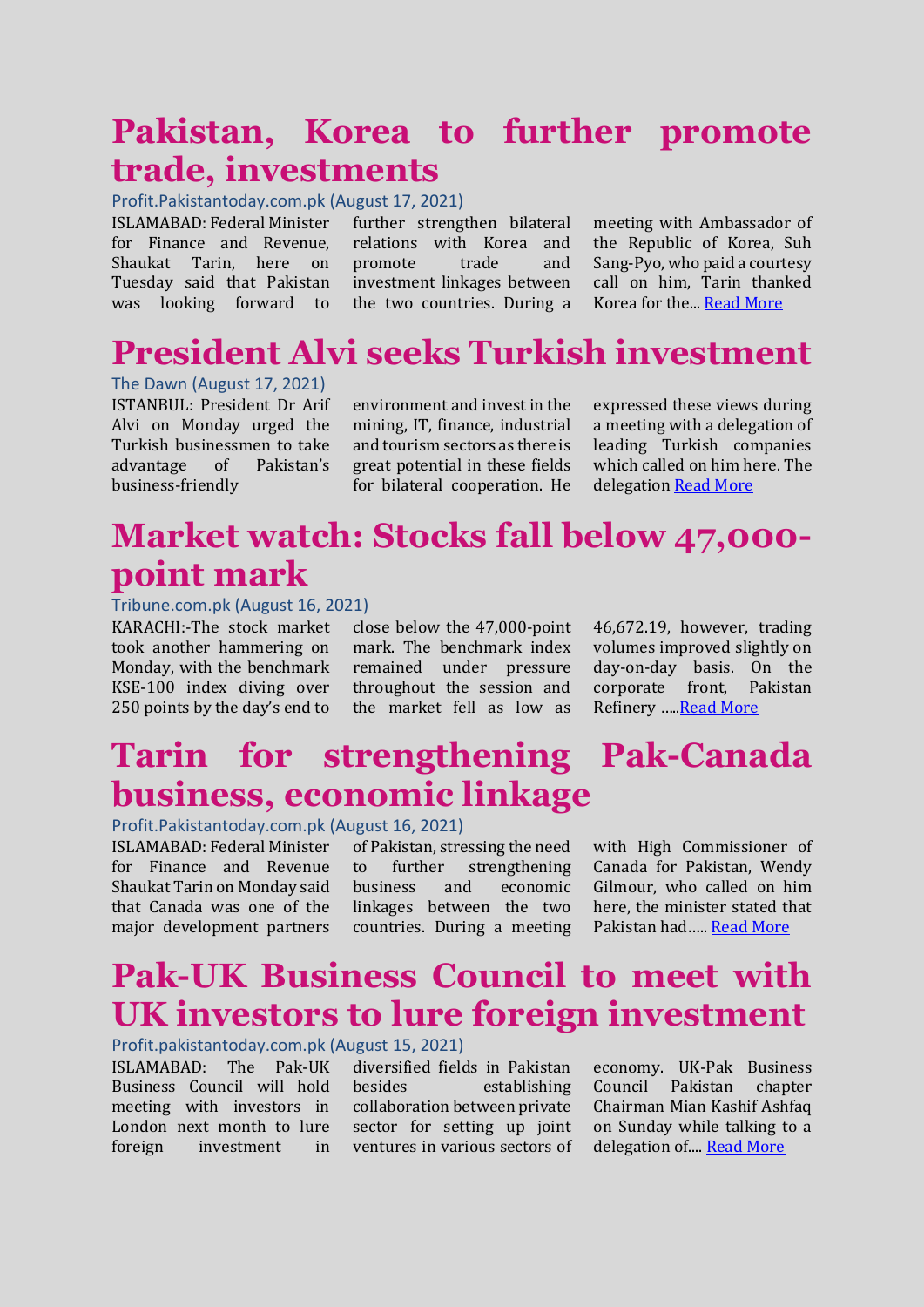# Pakistan, Korea to further promote trade, investments

Profit.Pakistantoday.com.pk (August 17, 2021)

ISLAMABAD: Federal Minister for Finance and Revenue, Shaukat Tarin, here on Tuesday said that Pakistan was looking forward to further strengthen bilateral relations with Korea and promote trade and investment linkages between the two countries. During a meeting with Ambassador of the Republic of Korea, Suh Sang-Pyo, who paid a courtesy call on him, Tarin thanked Korea for the... Read More

# President Alvi seeks Turkish investment

The Dawn (August 17, 2021)

ISTANBUL: President Dr Arif Alvi on Monday urged the Turkish businessmen to take advantage of Pakistan's business-friendly environment and invest in the mining, IT, finance, industrial and tourism sectors as there is great potential in these fields for bilateral cooperation. He expressed these views during a meeting with a delegation of leading Turkish companies which called on him here. The delegation Read More

# Market watch: Stocks fall below 47,000-point mark

Tribune.com.pk (August 16, 2021)

KARACHI:-The stock market took another hammering on Monday, with the benchmark KSE-100 index diving over 250 points by the day's end to close below the 47,000-point mark. The benchmark index remained under pressure throughout the session and the market fell as low as 46,672.19, however, trading volumes improved slightly on day-on-day basis. On the corporate front, Pakistan Refinery .....Read More

# Tarin for strengthening Pak-Canada business, economic linkage

Profit.Pakistantoday.com.pk (August 16, 2021)

ISLAMABAD: Federal Minister for Finance and Revenue Shaukat Tarin on Monday said that Canada was one of the major development partners of Pakistan, stressing the need to further strengthening business and economic linkages between the two countries. During a meeting with High Commissioner of Canada for Pakistan, Wendy Gilmour, who called on him here, the minister stated that Pakistan had..... Read More

# Pak-UK Business Council to meet with UK investors to lure foreign investment

Profit.pakistantoday.com.pk (August 15, 2021)

ISLAMABAD: The Pak-UK Business Council will hold meeting with investors in London next month to lure foreign investment in diversified fields in Pakistan besides establishing collaboration between private sector for setting up joint ventures in various sectors of economy. UK-Pak Business Council Pakistan chapter Chairman Mian Kashif Ashfaq on Sunday while talking to a delegation of.... Read More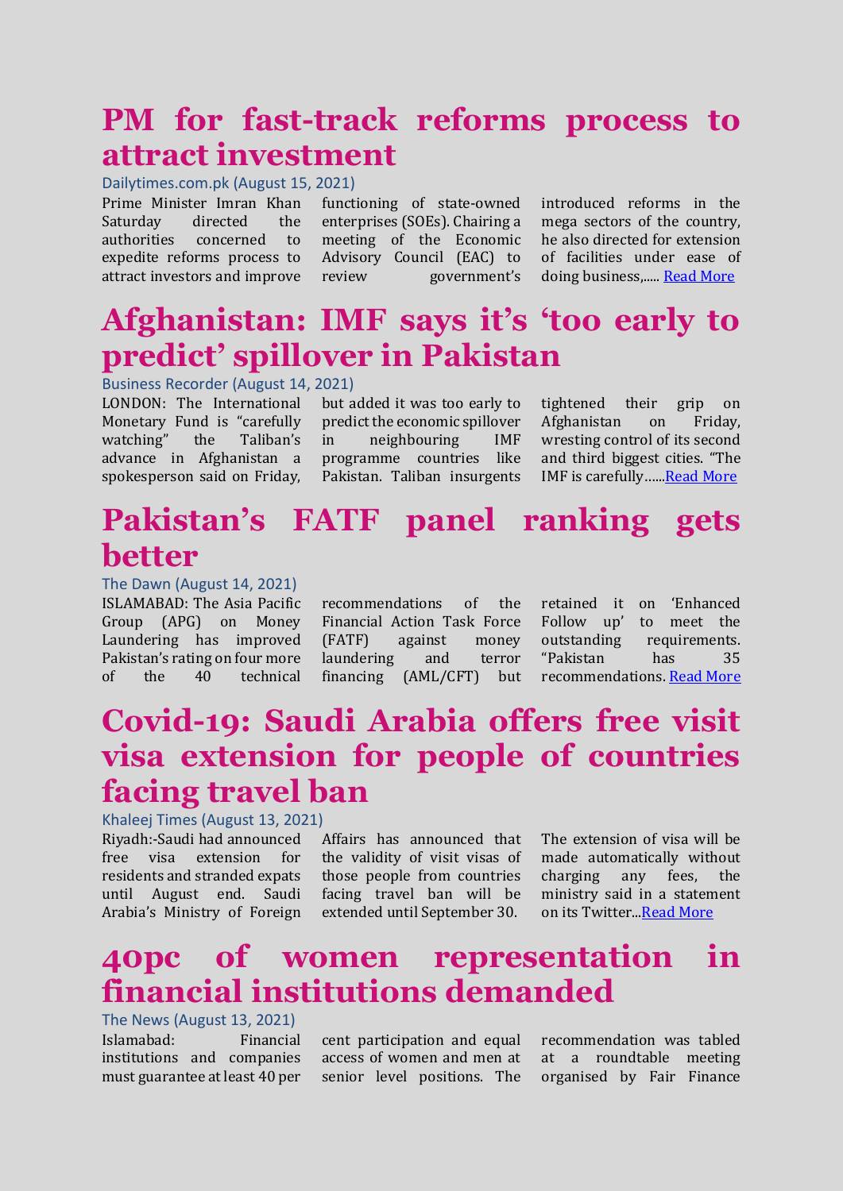# PM for fast-track reforms process to attract investment

Dailytimes.com.pk (August 15, 2021)

Prime Minister Imran Khan Saturday directed the authorities concerned to expedite reforms process to attract investors and improve functioning of state-owned enterprises (SOEs). Chairing a meeting of the Economic Advisory Council (EAC) to review government's introduced reforms in the mega sectors of the country, he also directed for extension of facilities under ease of doing business,..... Read More

# Afghanistan: IMF says it's 'too early to predict' spillover in Pakistan

Business Recorder (August 14, 2021)

LONDON: The International Monetary Fund is "carefully watching" the Taliban's advance in Afghanistan a spokesperson said on Friday, but added it was too early to predict the economic spillover in neighbouring IMF programme countries like Pakistan. Taliban insurgents tightened their grip on Afghanistan on Friday, wresting control of its second and third biggest cities. "The IMF is carefully......Read More

# Pakistan's FATF panel ranking gets better

The Dawn (August 14, 2021)

ISLAMABAD: The Asia Pacific Group (APG) on Money Laundering has improved Pakistan's rating on four more of the 40 technical recommendations of the Financial Action Task Force (FATF) against money laundering and terror financing (AML/CFT) but retained it on 'Enhanced Follow up' to meet the outstanding requirements. "Pakistan has 35 recommendations. Read More

# Covid-19: Saudi Arabia offers free visit visa extension for people of countries facing travel ban

Khaleej Times (August 13, 2021)

Riyadh:-Saudi had announced free visa extension for residents and stranded expats until August end. Saudi Arabia's Ministry of Foreign Affairs has announced that the validity of visit visas of those people from countries facing travel ban will be extended until September 30. The extension of visa will be made automatically without charging any fees, the ministry said in a statement on its Twitter...Read More

# 40pc of women representation in financial institutions demanded

The News (August 13, 2021)

Islamabad: Financial institutions and companies must guarantee at least 40 per cent participation and equal access of women and men at senior level positions. The recommendation was tabled at a roundtable meeting organised by Fair Finance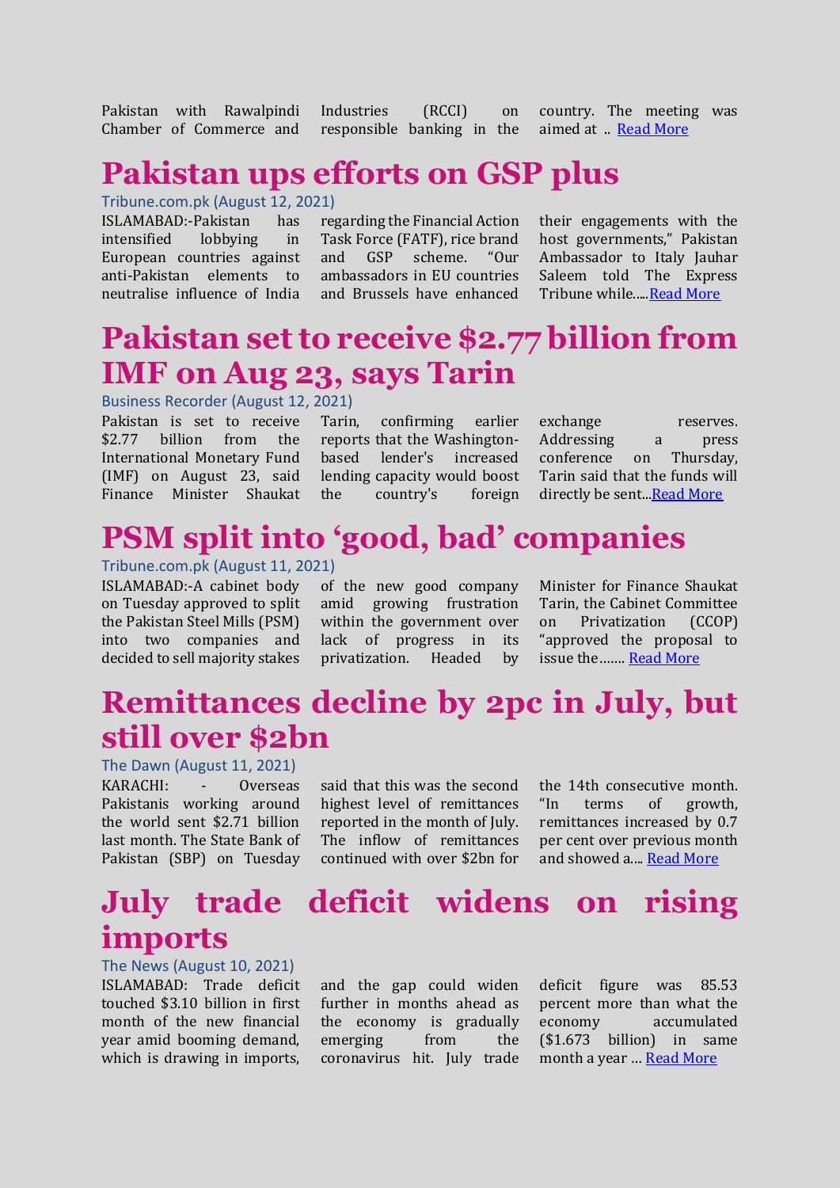Pakistan with Rawalpindi Chamber of Commerce and Industries (RCCI) on responsible banking in the country. The meeting was aimed at .. [Read More]

# Pakistan ups efforts on GSP plus

Tribune.com.pk (August 12, 2021)

ISLAMABAD:-Pakistan has intensified lobbying in European countries against anti-Pakistan elements to neutralise influence of India regarding the Financial Action Task Force (FATF), rice brand and GSP scheme. "Our ambassadors in EU countries and Brussels have enhanced their engagements with the host governments," Pakistan Ambassador to Italy Jauhar Saleem told The Express Tribune while.....[Read More]

# Pakistan set to receive $2.77 billion from IMF on Aug 23, says Tarin

Business Recorder (August 12, 2021)

Pakistan is set to receive $2.77 billion from the International Monetary Fund (IMF) on August 23, said Finance Minister Shaukat Tarin, confirming earlier reports that the Washington-based lender's increased lending capacity would boost the country's foreign exchange reserves. Addressing a press conference on Thursday, Tarin said that the funds will directly be sent...[Read More]

# PSM split into 'good, bad' companies

Tribune.com.pk (August 11, 2021)

ISLAMABAD:-A cabinet body on Tuesday approved to split the Pakistan Steel Mills (PSM) into two companies and decided to sell majority stakes of the new good company amid growing frustration within the government over lack of progress in its privatization. Headed by Minister for Finance Shaukat Tarin, the Cabinet Committee on Privatization (CCOP) "approved the proposal to issue the....... [Read More]

# Remittances decline by 2pc in July, but still over $2bn

The Dawn (August 11, 2021)

KARACHI: - Overseas Pakistanis working around the world sent $2.71 billion last month. The State Bank of Pakistan (SBP) on Tuesday said that this was the second highest level of remittances reported in the month of July. The inflow of remittances continued with over $2bn for the 14th consecutive month. "In terms of growth, remittances increased by 0.7 per cent over previous month and showed a.... [Read More]

# July trade deficit widens on rising imports

The News (August 10, 2021)

ISLAMABAD: Trade deficit touched $3.10 billion in first month of the new financial year amid booming demand, which is drawing in imports, and the gap could widen further in months ahead as the economy is gradually emerging from the coronavirus hit. July trade deficit figure was 85.53 percent more than what the economy accumulated ($1.673 billion) in same month a year ... [Read More]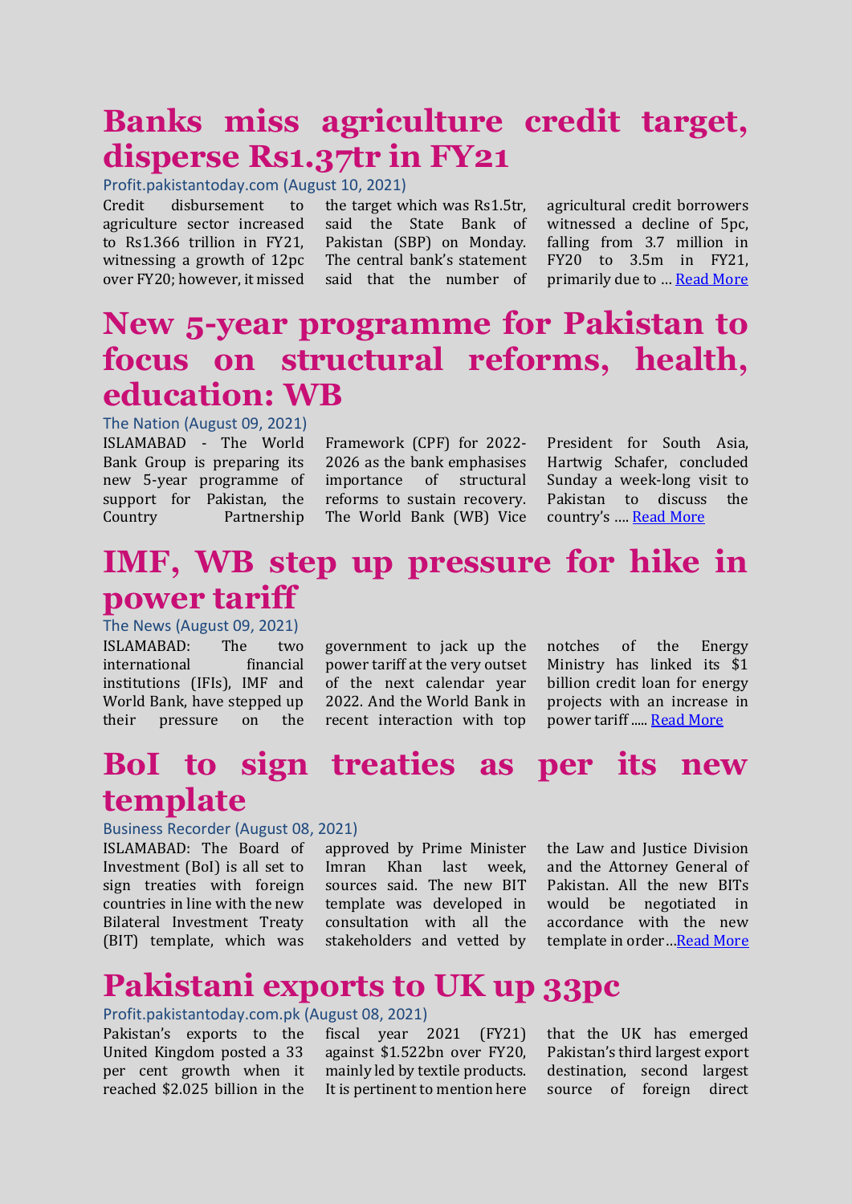# Banks miss agriculture credit target, disperse Rs1.37tr in FY21

Profit.pakistantoday.com (August 10, 2021)

Credit disbursement to agriculture sector increased to Rs1.366 trillion in FY21, witnessing a growth of 12pc over FY20; however, it missed the target which was Rs1.5tr, said the State Bank of Pakistan (SBP) on Monday. The central bank's statement said that the number of agricultural credit borrowers witnessed a decline of 5pc, falling from 3.7 million in FY20 to 3.5m in FY21, primarily due to … [Read More]

# New 5-year programme for Pakistan to focus on structural reforms, health, education: WB

The Nation (August 09, 2021)

ISLAMABAD - The World Bank Group is preparing its new 5-year programme of support for Pakistan, the Country Partnership Framework (CPF) for 2022-2026 as the bank emphasises importance of structural reforms to sustain recovery. The World Bank (WB) Vice President for South Asia, Hartwig Schafer, concluded Sunday a week-long visit to Pakistan to discuss the country's …. [Read More]

# IMF, WB step up pressure for hike in power tariff

The News (August 09, 2021)

ISLAMABAD: The two international financial institutions (IFIs), IMF and World Bank, have stepped up their pressure on the government to jack up the power tariff at the very outset of the next calendar year 2022. And the World Bank in recent interaction with top notches of the Energy Ministry has linked its $1 billion credit loan for energy projects with an increase in power tariff ..... [Read More]

# BoI to sign treaties as per its new template

Business Recorder (August 08, 2021)

ISLAMABAD: The Board of Investment (BoI) is all set to sign treaties with foreign countries in line with the new Bilateral Investment Treaty (BIT) template, which was approved by Prime Minister Imran Khan last week, sources said. The new BIT template was developed in consultation with all the stakeholders and vetted by the Law and Justice Division and the Attorney General of Pakistan. All the new BITs would be negotiated in accordance with the new template in order …[Read More]

# Pakistani exports to UK up 33pc

Profit.pakistantoday.com.pk (August 08, 2021)

Pakistan's exports to the United Kingdom posted a 33 per cent growth when it reached $2.025 billion in the fiscal year 2021 (FY21) against $1.522bn over FY20, mainly led by textile products. It is pertinent to mention here that the UK has emerged Pakistan's third largest export destination, second largest source of foreign direct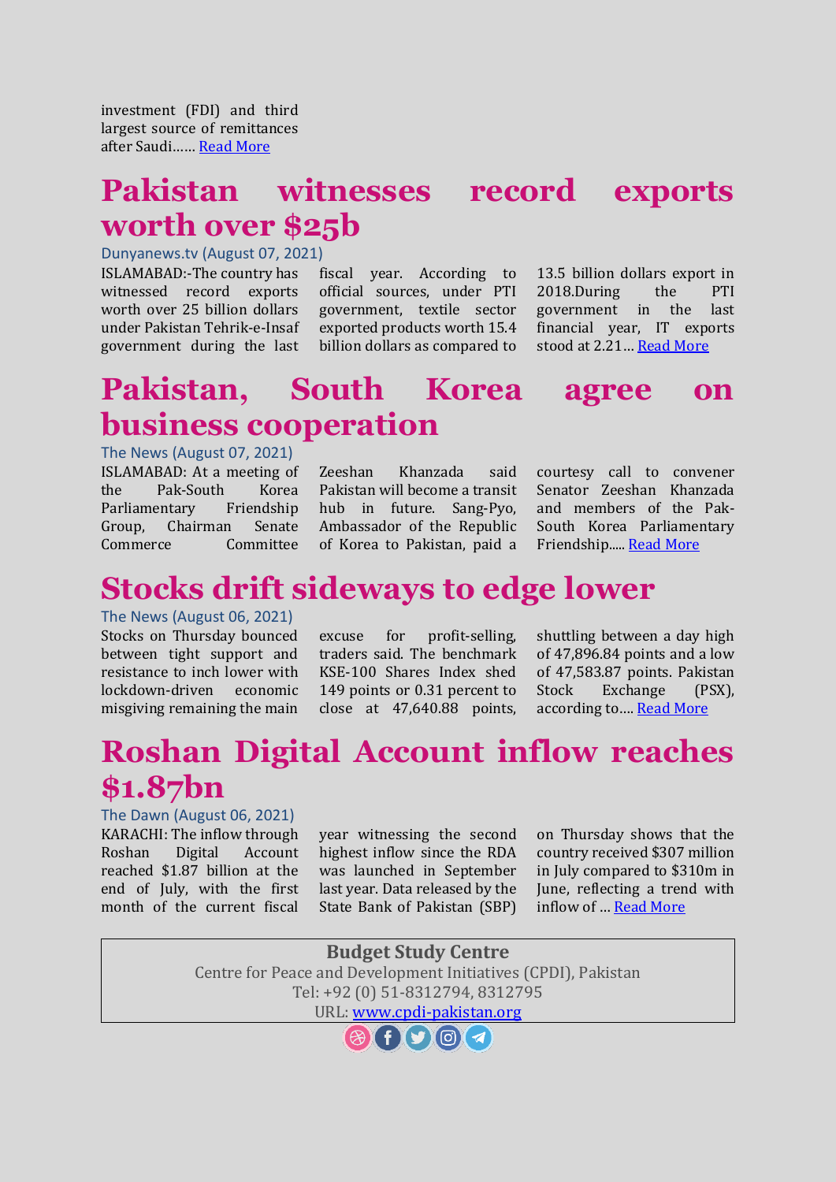investment (FDI) and third largest source of remittances after Saudi...... Read More

# Pakistan witnesses record exports worth over $25b

Dunyanews.tv (August 07, 2021)

ISLAMABAD:-The country has witnessed record exports worth over 25 billion dollars under Pakistan Tehrik-e-Insaf government during the last fiscal year. According to official sources, under PTI government, textile sector exported products worth 15.4 billion dollars as compared to 13.5 billion dollars export in 2018.During the PTI government in the last financial year, IT exports stood at 2.21... Read More

# Pakistan, South Korea agree on business cooperation

The News (August 07, 2021)

ISLAMABAD: At a meeting of the Pak-South Korea Parliamentary Friendship Group, Chairman Senate Commerce Committee Zeeshan Khanzada said Pakistan will become a transit hub in future. Sang-Pyo, Ambassador of the Republic of Korea to Pakistan, paid a courtesy call to convener Senator Zeeshan Khanzada and members of the Pak-South Korea Parliamentary Friendship..... Read More

# Stocks drift sideways to edge lower

The News (August 06, 2021)

Stocks on Thursday bounced between tight support and resistance to inch lower with lockdown-driven economic misgiving remaining the main excuse for profit-selling, traders said. The benchmark KSE-100 Shares Index shed 149 points or 0.31 percent to close at 47,640.88 points, shuttling between a day high of 47,896.84 points and a low of 47,583.87 points. Pakistan Stock Exchange (PSX), according to.... Read More

# Roshan Digital Account inflow reaches $1.87bn

The Dawn (August 06, 2021)

KARACHI: The inflow through Roshan Digital Account reached $1.87 billion at the end of July, with the first month of the current fiscal year witnessing the second highest inflow since the RDA was launched in September last year. Data released by the State Bank of Pakistan (SBP) on Thursday shows that the country received $307 million in July compared to $310m in June, reflecting a trend with inflow of ... Read More

**Budget Study Centre**
Centre for Peace and Development Initiatives (CPDI), Pakistan
Tel: +92 (0) 51-8312794, 8312795
URL: www.cpdi-pakistan.org